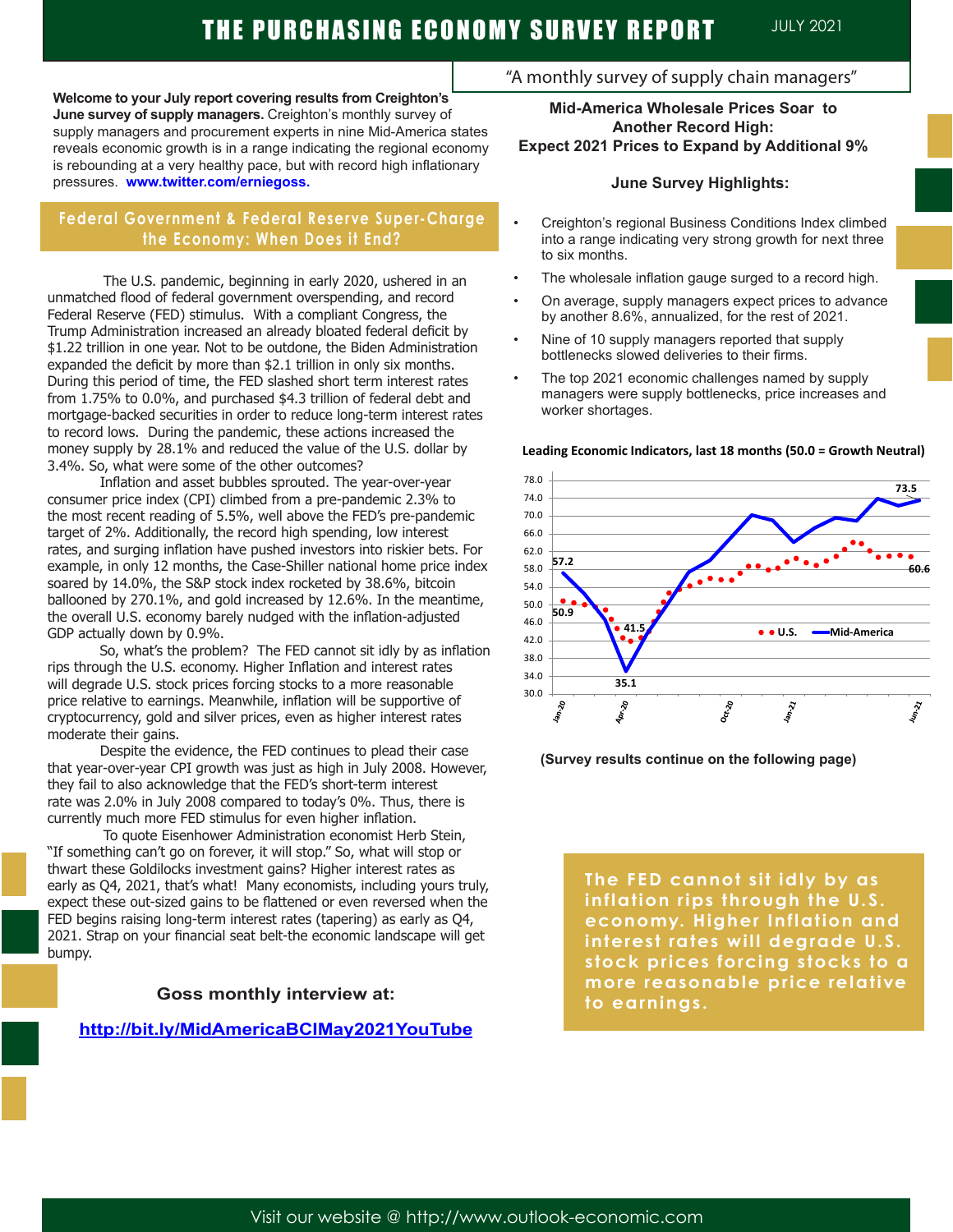# THE PURCHASING ECONOMY SURVEY REPORT

JULY 2021

"A monthly survey of supply chain managers"

**Welcome to your July report covering results from Creighton's June survey of supply managers.** Creighton's monthly survey of supply managers and procurement experts in nine Mid-America states reveals economic growth is in a range indicating the regional economy is rebounding at a very healthy pace, but with record high inflationary pressures. **www.twitter.com/erniegoss.**

## Federal Government & Federal Reserve Super-Charge the Economy: When Does it End?

The U.S. pandemic, beginning in early 2020, ushered in an unmatched flood of federal government overspending, and record Federal Reserve (FED) stimulus. With a compliant Congress, the Trump Administration increased an already bloated federal deficit by $1.22 trillion in one year. Not to be outdone, the Biden Administration expanded the deficit by more than $2.1 trillion in only six months. During this period of time, the FED slashed short term interest rates from 1.75% to 0.0%, and purchased $4.3 trillion of federal debt and mortgage-backed securities in order to reduce long-term interest rates to record lows. During the pandemic, these actions increased the money supply by 28.1% and reduced the value of the U.S. dollar by 3.4%. So, what were some of the other outcomes?

Inflation and asset bubbles sprouted. The year-over-year consumer price index (CPI) climbed from a pre-pandemic 2.3% to the most recent reading of 5.5%, well above the FED's pre-pandemic target of 2%. Additionally, the record high spending, low interest rates, and surging inflation have pushed investors into riskier bets. For example, in only 12 months, the Case-Shiller national home price index soared by 14.0%, the S&P stock index rocketed by 38.6%, bitcoin ballooned by 270.1%, and gold increased by 12.6%. In the meantime, the overall U.S. economy barely nudged with the inflation-adjusted GDP actually down by 0.9%.

So, what's the problem? The FED cannot sit idly by as inflation rips through the U.S. economy. Higher Inflation and interest rates will degrade U.S. stock prices forcing stocks to a more reasonable price relative to earnings. Meanwhile, inflation will be supportive of cryptocurrency, gold and silver prices, even as higher interest rates moderate their gains.

Despite the evidence, the FED continues to plead their case that year-over-year CPI growth was just as high in July 2008. However, they fail to also acknowledge that the FED's short-term interest rate was 2.0% in July 2008 compared to today's 0%. Thus, there is currently much more FED stimulus for even higher inflation.

To quote Eisenhower Administration economist Herb Stein, "If something can't go on forever, it will stop." So, what will stop or thwart these Goldilocks investment gains? Higher interest rates as early as Q4, 2021, that's what! Many economists, including yours truly, expect these out-sized gains to be flattened or even reversed when the FED begins raising long-term interest rates (tapering) as early as Q4, 2021. Strap on your financial seat belt-the economic landscape will get bumpy.

**Goss monthly interview at:**

**http://bit.ly/MidAmericaBCIMay2021YouTube**

## Mid-America Wholesale Prices Soar to Another Record High: Expect 2021 Prices to Expand by Additional 9%

### June Survey Highlights:

- Creighton's regional Business Conditions Index climbed into a range indicating very strong growth for next three to six months.
- The wholesale inflation gauge surged to a record high.
- On average, supply managers expect prices to advance by another 8.6%, annualized, for the rest of 2021.
- Nine of 10 supply managers reported that supply bottlenecks slowed deliveries to their firms.
- The top 2021 economic challenges named by supply managers were supply bottlenecks, price increases and worker shortages.

**Leading Economic Indicators, last 18 months (50.0 = Growth Neutral)**

78.0
74.0
70.0
66.0
62.0
58.0
54.0
50.0
46.0
42.0
38.0
34.0
30.0

Jan-20, Apr-20, Oct-20, Jan-21, Jun-21

57.2, 50.9, 41.5, 35.1, 73.5, 60.6

U.S. / Mid-America

**(Survey results continue on the following page)**

> **The FED cannot sit idly by as inflation rips through the U.S. economy. Higher Inflation and interest rates will degrade U.S. stock prices forcing stocks to a more reasonable price relative to earnings.**

Visit our website @ http://www.outlook-economic.com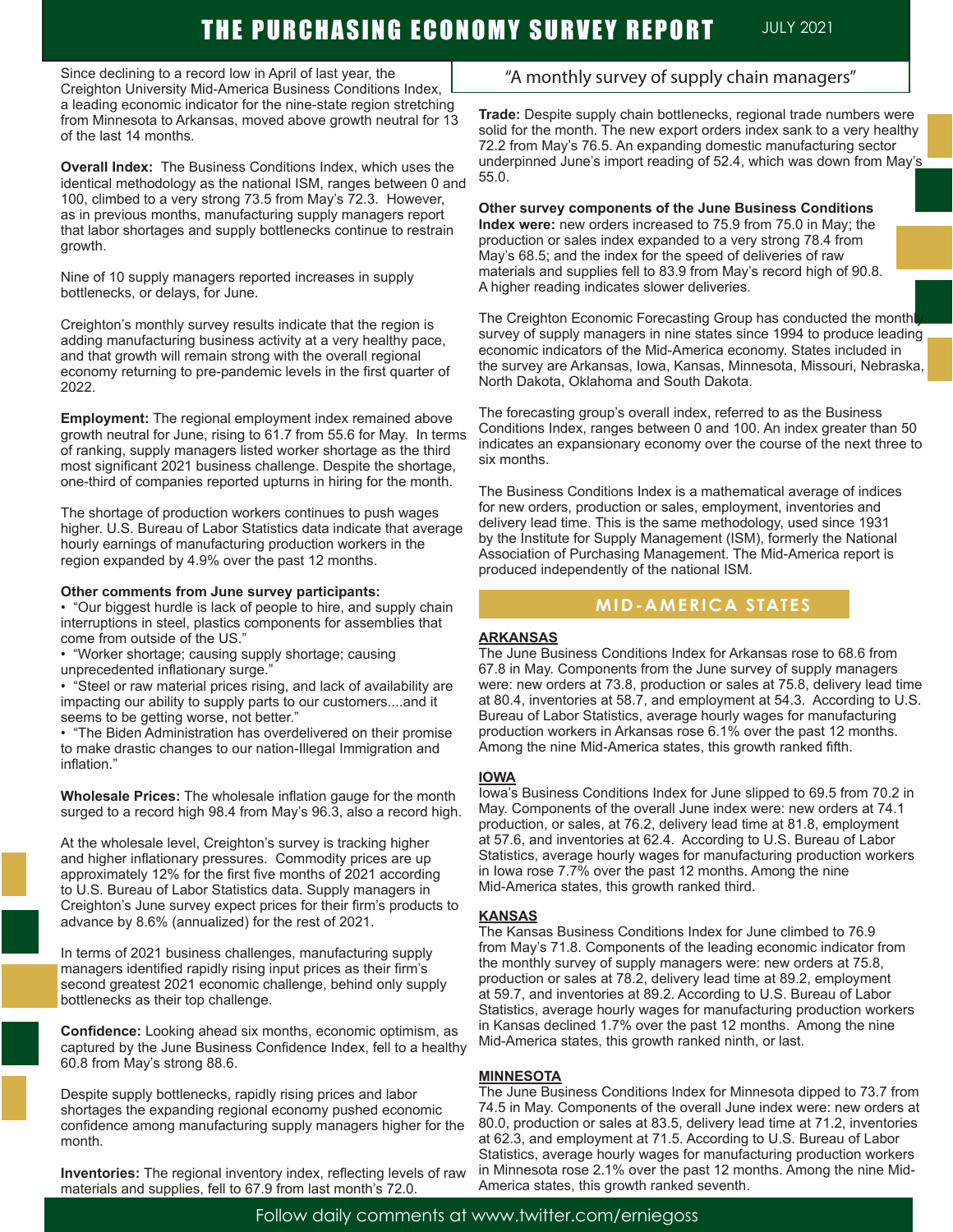# THE PURCHASING ECONOMY SURVEY REPORT

JULY 2021

"A monthly survey of supply chain managers"

Since declining to a record low in April of last year, the Creighton University Mid-America Business Conditions Index, a leading economic indicator for the nine-state region stretching from Minnesota to Arkansas, moved above growth neutral for 13 of the last 14 months.

**Overall Index:** The Business Conditions Index, which uses the identical methodology as the national ISM, ranges between 0 and 100, climbed to a very strong 73.5 from May's 72.3. However, as in previous months, manufacturing supply managers report that labor shortages and supply bottlenecks continue to restrain growth.

Nine of 10 supply managers reported increases in supply bottlenecks, or delays, for June.

Creighton's monthly survey results indicate that the region is adding manufacturing business activity at a very healthy pace, and that growth will remain strong with the overall regional economy returning to pre-pandemic levels in the first quarter of 2022.

**Employment:** The regional employment index remained above growth neutral for June, rising to 61.7 from 55.6 for May. In terms of ranking, supply managers listed worker shortage as the third most significant 2021 business challenge. Despite the shortage, one-third of companies reported upturns in hiring for the month.

The shortage of production workers continues to push wages higher. U.S. Bureau of Labor Statistics data indicate that average hourly earnings of manufacturing production workers in the region expanded by 4.9% over the past 12 months.

**Other comments from June survey participants:**

- "Our biggest hurdle is lack of people to hire, and supply chain interruptions in steel, plastics components for assemblies that come from outside of the US."
- "Worker shortage; causing supply shortage; causing unprecedented inflationary surge."
- "Steel or raw material prices rising, and lack of availability are impacting our ability to supply parts to our customers....and it seems to be getting worse, not better."
- "The Biden Administration has overdelivered on their promise to make drastic changes to our nation-Illegal Immigration and inflation."

**Wholesale Prices:** The wholesale inflation gauge for the month surged to a record high 98.4 from May's 96.3, also a record high.

At the wholesale level, Creighton's survey is tracking higher and higher inflationary pressures. Commodity prices are up approximately 12% for the first five months of 2021 according to U.S. Bureau of Labor Statistics data. Supply managers in Creighton's June survey expect prices for their firm's products to advance by 8.6% (annualized) for the rest of 2021.

In terms of 2021 business challenges, manufacturing supply managers identified rapidly rising input prices as their firm's second greatest 2021 economic challenge, behind only supply bottlenecks as their top challenge.

**Confidence:** Looking ahead six months, economic optimism, as captured by the June Business Confidence Index, fell to a healthy 60.8 from May's strong 88.6.

Despite supply bottlenecks, rapidly rising prices and labor shortages the expanding regional economy pushed economic confidence among manufacturing supply managers higher for the month.

**Inventories:** The regional inventory index, reflecting levels of raw materials and supplies, fell to 67.9 from last month's 72.0.

**Trade:** Despite supply chain bottlenecks, regional trade numbers were solid for the month. The new export orders index sank to a very healthy 72.2 from May's 76.5. An expanding domestic manufacturing sector underpinned June's import reading of 52.4, which was down from May's 55.0.

**Other survey components of the June Business Conditions Index were:** new orders increased to 75.9 from 75.0 in May; the production or sales index expanded to a very strong 78.4 from May's 68.5; and the index for the speed of deliveries of raw materials and supplies fell to 83.9 from May's record high of 90.8. A higher reading indicates slower deliveries.

The Creighton Economic Forecasting Group has conducted the monthly survey of supply managers in nine states since 1994 to produce leading economic indicators of the Mid-America economy. States included in the survey are Arkansas, Iowa, Kansas, Minnesota, Missouri, Nebraska, North Dakota, Oklahoma and South Dakota.

The forecasting group's overall index, referred to as the Business Conditions Index, ranges between 0 and 100. An index greater than 50 indicates an expansionary economy over the course of the next three to six months.

The Business Conditions Index is a mathematical average of indices for new orders, production or sales, employment, inventories and delivery lead time. This is the same methodology, used since 1931 by the Institute for Supply Management (ISM), formerly the National Association of Purchasing Management. The Mid-America report is produced independently of the national ISM.

## MID-AMERICA STATES

### ARKANSAS

The June Business Conditions Index for Arkansas rose to 68.6 from 67.8 in May. Components from the June survey of supply managers were: new orders at 73.8, production or sales at 75.8, delivery lead time at 80.4, inventories at 58.7, and employment at 54.3. According to U.S. Bureau of Labor Statistics, average hourly wages for manufacturing production workers in Arkansas rose 6.1% over the past 12 months. Among the nine Mid-America states, this growth ranked fifth.

### IOWA

Iowa's Business Conditions Index for June slipped to 69.5 from 70.2 in May. Components of the overall June index were: new orders at 74.1 production, or sales, at 76.2, delivery lead time at 81.8, employment at 57.6, and inventories at 62.4. According to U.S. Bureau of Labor Statistics, average hourly wages for manufacturing production workers in Iowa rose 7.7% over the past 12 months. Among the nine Mid-America states, this growth ranked third.

### KANSAS

The Kansas Business Conditions Index for June climbed to 76.9 from May's 71.8. Components of the leading economic indicator from the monthly survey of supply managers were: new orders at 75.8, production or sales at 78.2, delivery lead time at 89.2, employment at 59.7, and inventories at 89.2. According to U.S. Bureau of Labor Statistics, average hourly wages for manufacturing production workers in Kansas declined 1.7% over the past 12 months. Among the nine Mid-America states, this growth ranked ninth, or last.

### MINNESOTA

The June Business Conditions Index for Minnesota dipped to 73.7 from 74.5 in May. Components of the overall June index were: new orders at 80.0, production or sales at 83.5, delivery lead time at 71.2, inventories at 62.3, and employment at 71.5. According to U.S. Bureau of Labor Statistics, average hourly wages for manufacturing production workers in Minnesota rose 2.1% over the past 12 months. Among the nine Mid-America states, this growth ranked seventh.

Follow daily comments at www.twitter.com/erniegoss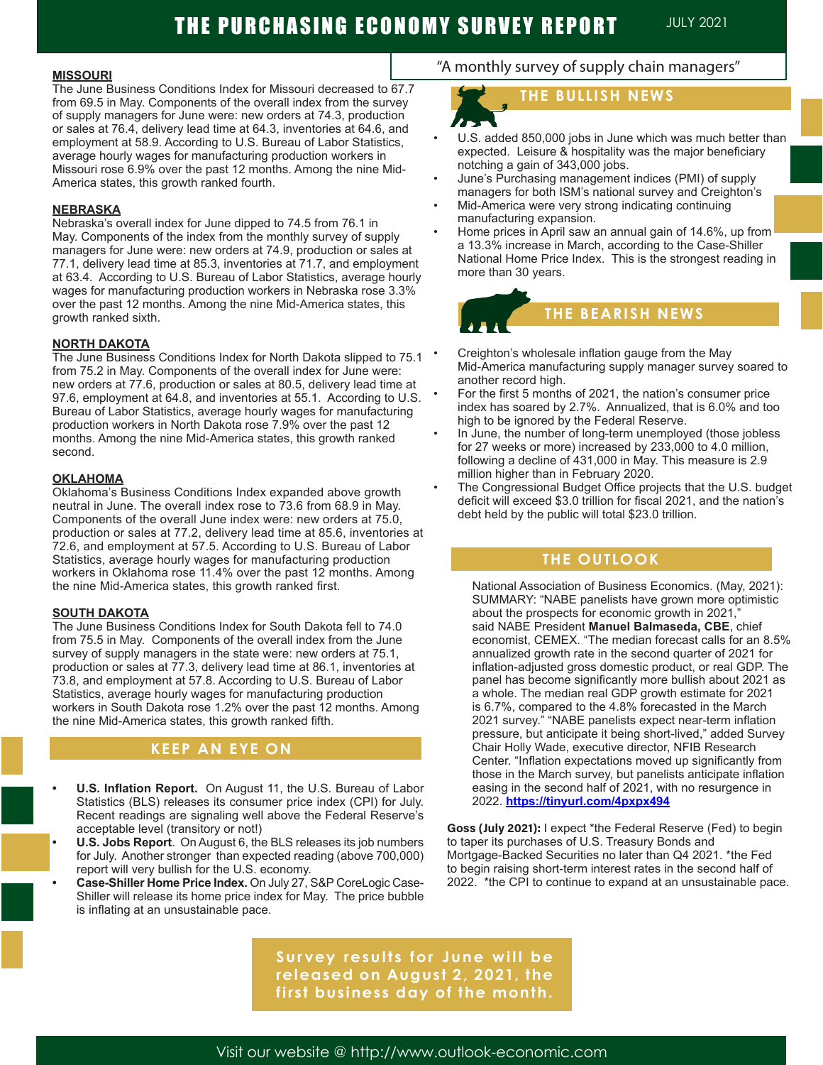# THE PURCHASING ECONOMY SURVEY REPORT

JULY 2021

"A monthly survey of supply chain managers"

### MISSOURI

The June Business Conditions Index for Missouri decreased to 67.7 from 69.5 in May. Components of the overall index from the survey of supply managers for June were: new orders at 74.3, production or sales at 76.4, delivery lead time at 64.3, inventories at 64.6, and employment at 58.9. According to U.S. Bureau of Labor Statistics, average hourly wages for manufacturing production workers in Missouri rose 6.9% over the past 12 months. Among the nine Mid-America states, this growth ranked fourth.

### NEBRASKA

Nebraska's overall index for June dipped to 74.5 from 76.1 in May. Components of the index from the monthly survey of supply managers for June were: new orders at 74.9, production or sales at 77.1, delivery lead time at 85.3, inventories at 71.7, and employment at 63.4. According to U.S. Bureau of Labor Statistics, average hourly wages for manufacturing production workers in Nebraska rose 3.3% over the past 12 months. Among the nine Mid-America states, this growth ranked sixth.

### NORTH DAKOTA

The June Business Conditions Index for North Dakota slipped to 75.1 from 75.2 in May. Components of the overall index for June were: new orders at 77.6, production or sales at 80.5, delivery lead time at 97.6, employment at 64.8, and inventories at 55.1. According to U.S. Bureau of Labor Statistics, average hourly wages for manufacturing production workers in North Dakota rose 7.9% over the past 12 months. Among the nine Mid-America states, this growth ranked second.

### OKLAHOMA

Oklahoma's Business Conditions Index expanded above growth neutral in June. The overall index rose to 73.6 from 68.9 in May. Components of the overall June index were: new orders at 75.0, production or sales at 77.2, delivery lead time at 85.6, inventories at 72.6, and employment at 57.5. According to U.S. Bureau of Labor Statistics, average hourly wages for manufacturing production workers in Oklahoma rose 11.4% over the past 12 months. Among the nine Mid-America states, this growth ranked first.

### SOUTH DAKOTA

The June Business Conditions Index for South Dakota fell to 74.0 from 75.5 in May. Components of the overall index from the survey of supply managers in the state were: new orders at 75.1, production or sales at 77.3, delivery lead time at 86.1, inventories at 73.8, and employment at 57.8. According to U.S. Bureau of Labor Statistics, average hourly wages for manufacturing production workers in South Dakota rose 1.2% over the past 12 months. Among the nine Mid-America states, this growth ranked fifth.

## KEEP AN EYE ON

- **U.S. Inflation Report.** On August 11, the U.S. Bureau of Labor Statistics (BLS) releases its consumer price index (CPI) for July. Recent readings are signaling well above the Federal Reserve's acceptable level (transitory or not!)
- **U.S. Jobs Report**. On August 6, the BLS releases its job numbers for July. Another stronger than expected reading (above 700,000) report will very bullish for the U.S. economy.
- **Case-Shiller Home Price Index.** On July 27, S&P CoreLogic Case-Shiller will release its home price index for May. The price bubble is inflating at an unsustainable pace.

## THE BULLISH NEWS

- U.S. added 850,000 jobs in June which was much better than expected. Leisure & hospitality was the major beneficiary notching a gain of 343,000 jobs.
- June's Purchasing management indices (PMI) of supply managers for both ISM's national survey and Creighton's
- Mid-America were very strong indicating continuing manufacturing expansion.
- Home prices in April saw an annual gain of 14.6%, up from a 13.3% increase in March, according to the Case-Shiller National Home Price Index. This is the strongest reading in more than 30 years.

## THE BEARISH NEWS

- Creighton's wholesale inflation gauge from the May Mid-America manufacturing supply manager survey soared to another record high.
- For the first 5 months of 2021, the nation's consumer price index has soared by 2.7%. Annualized, that is 6.0% and too high to be ignored by the Federal Reserve.
- In June, the number of long-term unemployed (those jobless for 27 weeks or more) increased by 233,000 to 4.0 million, following a decline of 431,000 in May. This measure is 2.9 million higher than in February 2020.
- The Congressional Budget Office projects that the U.S. budget deficit will exceed $3.0 trillion for fiscal 2021, and the nation's debt held by the public will total $23.0 trillion.

## THE OUTLOOK

National Association of Business Economics. (May, 2021): SUMMARY: "NABE panelists have grown more optimistic about the prospects for economic growth in 2021," said NABE President **Manuel Balmaseda, CBE**, chief economist, CEMEX. "The median forecast calls for an 8.5% annualized growth rate in the second quarter of 2021 for inflation-adjusted gross domestic product, or real GDP. The panel has become significantly more bullish about 2021 as a whole. The median real GDP growth estimate for 2021 is 6.7%, compared to the 4.8% forecasted in the March 2021 survey." "NABE panelists expect near-term inflation pressure, but anticipate it being short-lived," added Survey Chair Holly Wade, executive director, NFIB Research Center. "Inflation expectations moved up significantly from those in the March survey, but panelists anticipate inflation easing in the second half of 2021, with no resurgence in 2022. **https://tinyurl.com/4pxpx494**

**Goss (July 2021):** I expect *the Federal Reserve (Fed) to begin to taper its purchases of U.S. Treasury Bonds and Mortgage-Backed Securities no later than Q4 2021. *the Fed to begin raising short-term interest rates in the second half of 2022. *the CPI to continue to expand at an unsustainable pace.

**Survey results for June will be released on August 2, 2021, the first business day of the month.**

Visit our website @ http://www.outlook-economic.com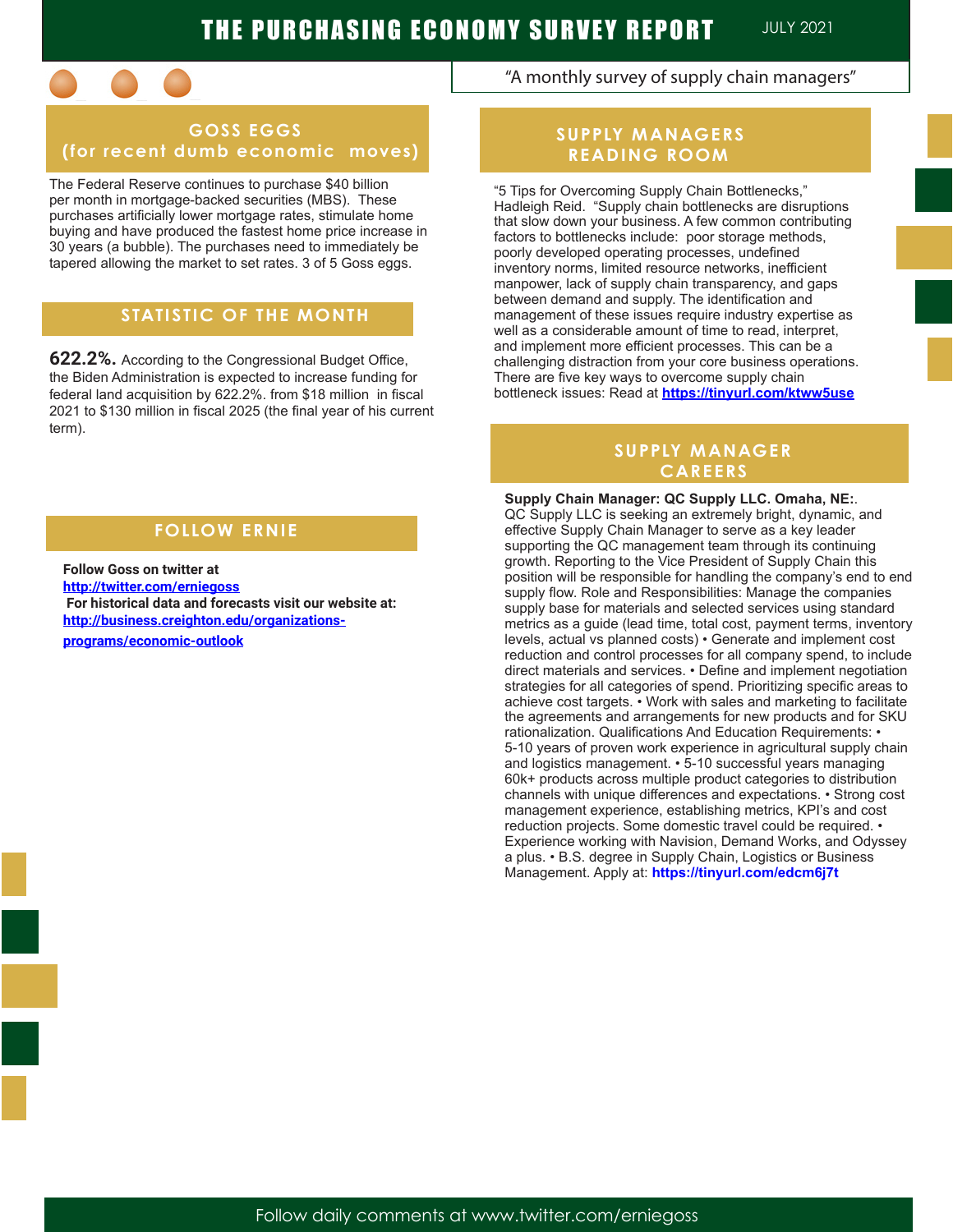# THE PURCHASING ECONOMY SURVEY REPORT

JULY 2021

"A monthly survey of supply chain managers"

## GOSS EGGS (for recent dumb economic moves)

The Federal Reserve continues to purchase $40 billion per month in mortgage-backed securities (MBS). These purchases artificially lower mortgage rates, stimulate home buying and have produced the fastest home price increase in 30 years (a bubble). The purchases need to immediately be tapered allowing the market to set rates. 3 of 5 Goss eggs.

## STATISTIC OF THE MONTH

**622.2%.** According to the Congressional Budget Office, the Biden Administration is expected to increase funding for federal land acquisition by 622.2%. from $18 million in fiscal 2021 to $130 million in fiscal 2025 (the final year of his current term).

## FOLLOW ERNIE

**Follow Goss on twitter at**
**http://twitter.com/erniegoss**
**For historical data and forecasts visit our website at:**
**http://business.creighton.edu/organizations-programs/economic-outlook**

## SUPPLY MANAGERS READING ROOM

"5 Tips for Overcoming Supply Chain Bottlenecks," Hadleigh Reid. "Supply chain bottlenecks are disruptions that slow down your business. A few common contributing factors to bottlenecks include: poor storage methods, poorly developed operating processes, undefined inventory norms, limited resource networks, inefficient manpower, lack of supply chain transparency, and gaps between demand and supply. The identification and management of these issues require industry expertise as well as a considerable amount of time to read, interpret, and implement more efficient processes. This can be a challenging distraction from your core business operations. There are five key ways to overcome supply chain bottleneck issues: Read at **https://tinyurl.com/ktww5use**

## SUPPLY MANAGER CAREERS

**Supply Chain Manager: QC Supply LLC. Omaha, NE:**. QC Supply LLC is seeking an extremely bright, dynamic, and effective Supply Chain Manager to serve as a key leader supporting the QC management team through its continuing growth. Reporting to the Vice President of Supply Chain this position will be responsible for handling the company's end to end supply flow. Role and Responsibilities: Manage the companies supply base for materials and selected services using standard metrics as a guide (lead time, total cost, payment terms, inventory levels, actual vs planned costs) • Generate and implement cost reduction and control processes for all company spend, to include direct materials and services. • Define and implement negotiation strategies for all categories of spend. Prioritizing specific areas to achieve cost targets. • Work with sales and marketing to facilitate the agreements and arrangements for new products and for SKU rationalization. Qualifications And Education Requirements: • 5-10 years of proven work experience in agricultural supply chain and logistics management. • 5-10 successful years managing 60k+ products across multiple product categories to distribution channels with unique differences and expectations. • Strong cost management experience, establishing metrics, KPI's and cost reduction projects. Some domestic travel could be required. • Experience working with Navision, Demand Works, and Odyssey a plus. • B.S. degree in Supply Chain, Logistics or Business Management. Apply at: **https://tinyurl.com/edcm6j7t**

Follow daily comments at www.twitter.com/erniegoss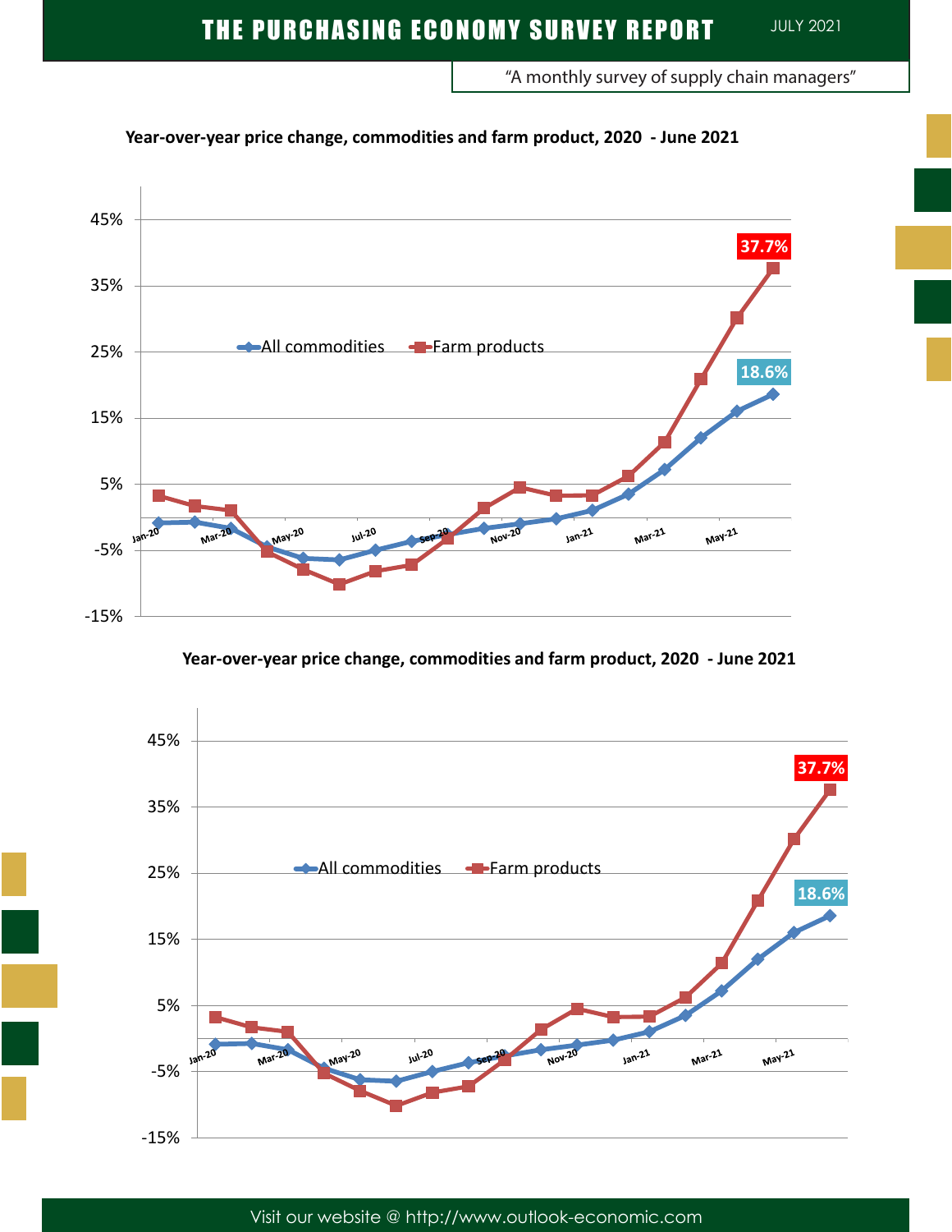# THE PURCHASING ECONOMY SURVEY REPORT

JULY 2021

"A monthly survey of supply chain managers"

**Year-over-year price change, commodities and farm product, 2020 - June 2021**

45%
35%
25%
15%
5%
-5%
-15%

All commodities
Farm products

37.7%
18.6%

Jan-20
Mar-20
May-20
Jul-20
Sep-20
Nov-20
Jan-21
Mar-21
May-21

**Year-over-year price change, commodities and farm product, 2020 - June 2021**

45%
35%
25%
15%
5%
-5%
-15%

All commodities
Farm products

37.7%
18.6%

Jan-20
Mar-20
May-20
Jul-20
Sep-20
Nov-20
Jan-21
Mar-21
May-21

Visit our website @ http://www.outlook-economic.com